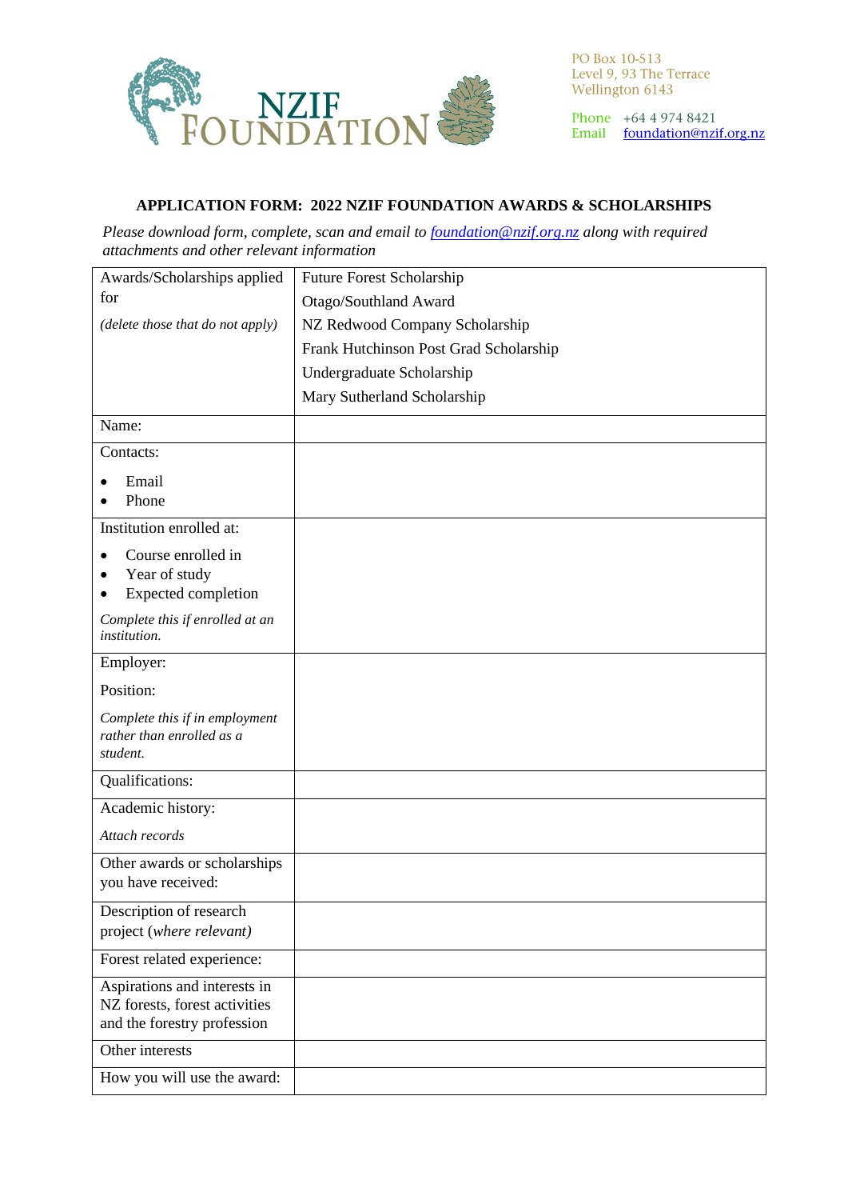NZIF FOUNDATION

PO Box 10-513
Level 9, 93 The Terrace
Wellington 6143

Phone +64 4 974 8421
Email foundation@nzif.org.nz

## APPLICATION FORM: 2022 NZIF FOUNDATION AWARDS & SCHOLARSHIPS

*Please download form, complete, scan and email to [foundation@nzif.org.nz](mailto:foundation@nzif.org.nz) along with required attachments and other relevant information*

| Awards/Scholarships applied for *(delete those that do not apply)* | Future Forest Scholarship<br>Otago/Southland Award<br>NZ Redwood Company Scholarship<br>Frank Hutchinson Post Grad Scholarship<br>Undergraduate Scholarship<br>Mary Sutherland Scholarship |
|---|---|
| Name: | |
| Contacts:<br>• Email<br>• Phone | |
| Institution enrolled at:<br>• Course enrolled in<br>• Year of study<br>• Expected completion<br>*Complete this if enrolled at an institution.* | |
| Employer:<br>Position:<br>*Complete this if in employment rather than enrolled as a student.* | |
| Qualifications: | |
| Academic history:<br>*Attach records* | |
| Other awards or scholarships you have received: | |
| Description of research project (*where relevant)* | |
| Forest related experience: | |
| Aspirations and interests in NZ forests, forest activities and the forestry profession | |
| Other interests | |
| How you will use the award: | |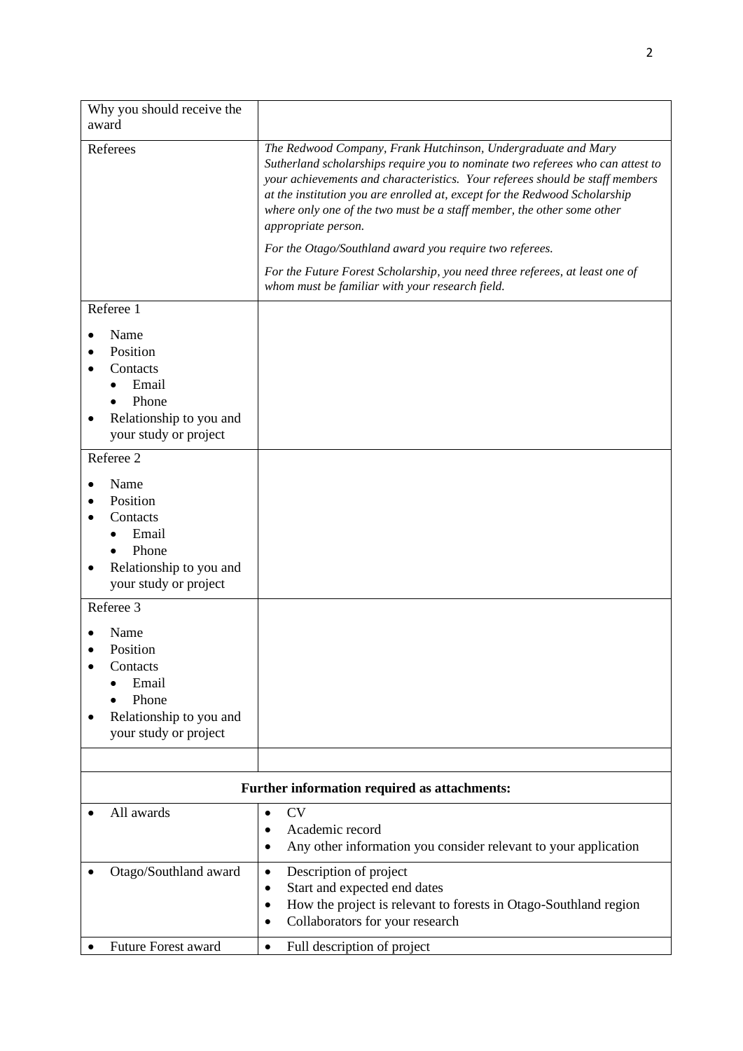| Why you should receive the award | |
|---|---|
| Referees | *The Redwood Company, Frank Hutchinson, Undergraduate and Mary Sutherland scholarships require you to nominate two referees who can attest to your achievements and characteristics. Your referees should be staff members at the institution you are enrolled at, except for the Redwood Scholarship where only one of the two must be a staff member, the other some other appropriate person.*<br><br>*For the Otago/Southland award you require two referees.*<br><br>*For the Future Forest Scholarship, you need three referees, at least one of whom must be familiar with your research field.* |
| Referee 1<br>• Name<br>• Position<br>• Contacts<br>&nbsp;&nbsp;• Email<br>&nbsp;&nbsp;• Phone<br>• Relationship to you and your study or project | |
| Referee 2<br>• Name<br>• Position<br>• Contacts<br>&nbsp;&nbsp;• Email<br>&nbsp;&nbsp;• Phone<br>• Relationship to you and your study or project | |
| Referee 3<br>• Name<br>• Position<br>• Contacts<br>&nbsp;&nbsp;• Email<br>&nbsp;&nbsp;• Phone<br>• Relationship to you and your study or project | |
| | |
| **Further information required as attachments:** | |
| • All awards | • CV<br>• Academic record<br>• Any other information you consider relevant to your application |
| • Otago/Southland award | • Description of project<br>• Start and expected end dates<br>• How the project is relevant to forests in Otago-Southland region<br>• Collaborators for your research |
| • Future Forest award | • Full description of project |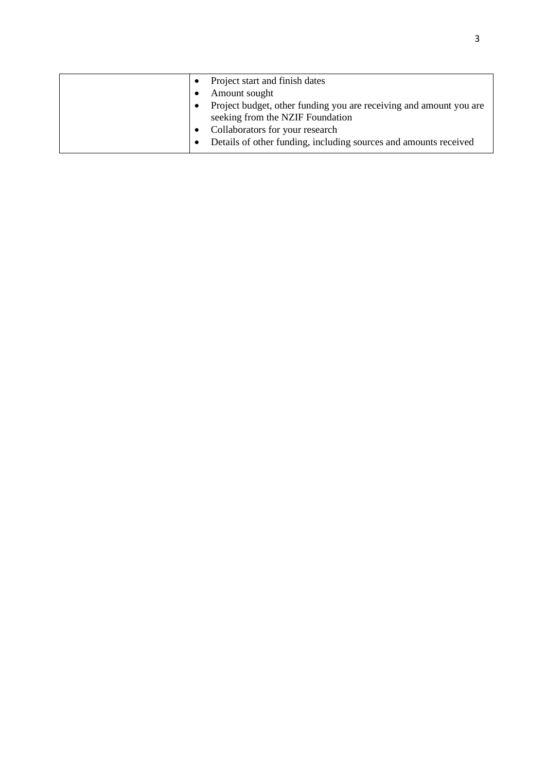| | |
|---|---|
| | • Project start and finish dates<br>• Amount sought<br>• Project budget, other funding you are receiving and amount you are seeking from the NZIF Foundation<br>• Collaborators for your research<br>• Details of other funding, including sources and amounts received |